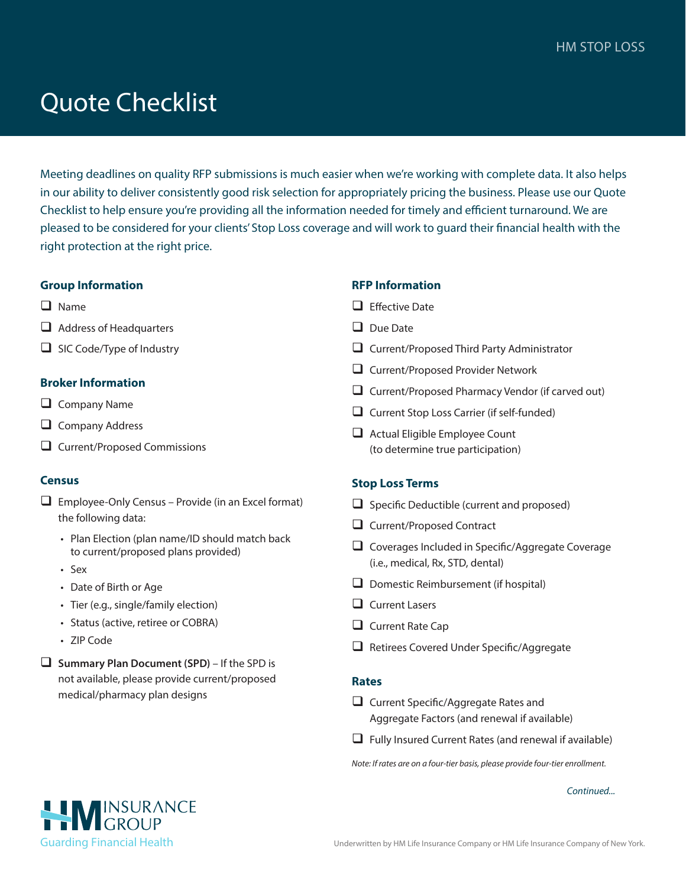HM STOP LOSS

# Quote Checklist

Meeting deadlines on quality RFP submissions is much easier when we're working with complete data. It also helps in our ability to deliver consistently good risk selection for appropriately pricing the business. Please use our Quote Checklist to help ensure you're providing all the information needed for timely and efficient turnaround. We are pleased to be considered for your clients' Stop Loss coverage and will work to guard their financial health with the right protection at the right price.

## Group Information

- [ ] Name
- [ ] Address of Headquarters
- [ ] SIC Code/Type of Industry

## Broker Information

- [ ] Company Name
- [ ] Company Address
- [ ] Current/Proposed Commissions

## Census

- [ ] Employee-Only Census – Provide (in an Excel format) the following data:
  - Plan Election (plan name/ID should match back to current/proposed plans provided)
  - Sex
  - Date of Birth or Age
  - Tier (e.g., single/family election)
  - Status (active, retiree or COBRA)
  - ZIP Code
- [ ] **Summary Plan Document (SPD)** – If the SPD is not available, please provide current/proposed medical/pharmacy plan designs

## RFP Information

- [ ] Effective Date
- [ ] Due Date
- [ ] Current/Proposed Third Party Administrator
- [ ] Current/Proposed Provider Network
- [ ] Current/Proposed Pharmacy Vendor (if carved out)
- [ ] Current Stop Loss Carrier (if self-funded)
- [ ] Actual Eligible Employee Count (to determine true participation)

## Stop Loss Terms

- [ ] Specific Deductible (current and proposed)
- [ ] Current/Proposed Contract
- [ ] Coverages Included in Specific/Aggregate Coverage (i.e., medical, Rx, STD, dental)
- [ ] Domestic Reimbursement (if hospital)
- [ ] Current Lasers
- [ ] Current Rate Cap
- [ ] Retirees Covered Under Specific/Aggregate

## Rates

- [ ] Current Specific/Aggregate Rates and Aggregate Factors (and renewal if available)
- [ ] Fully Insured Current Rates (and renewal if available)

*Note: If rates are on a four-tier basis, please provide four-tier enrollment.*

*Continued...*

HM INSURANCE GROUP
Guarding Financial Health

Underwritten by HM Life Insurance Company or HM Life Insurance Company of New York.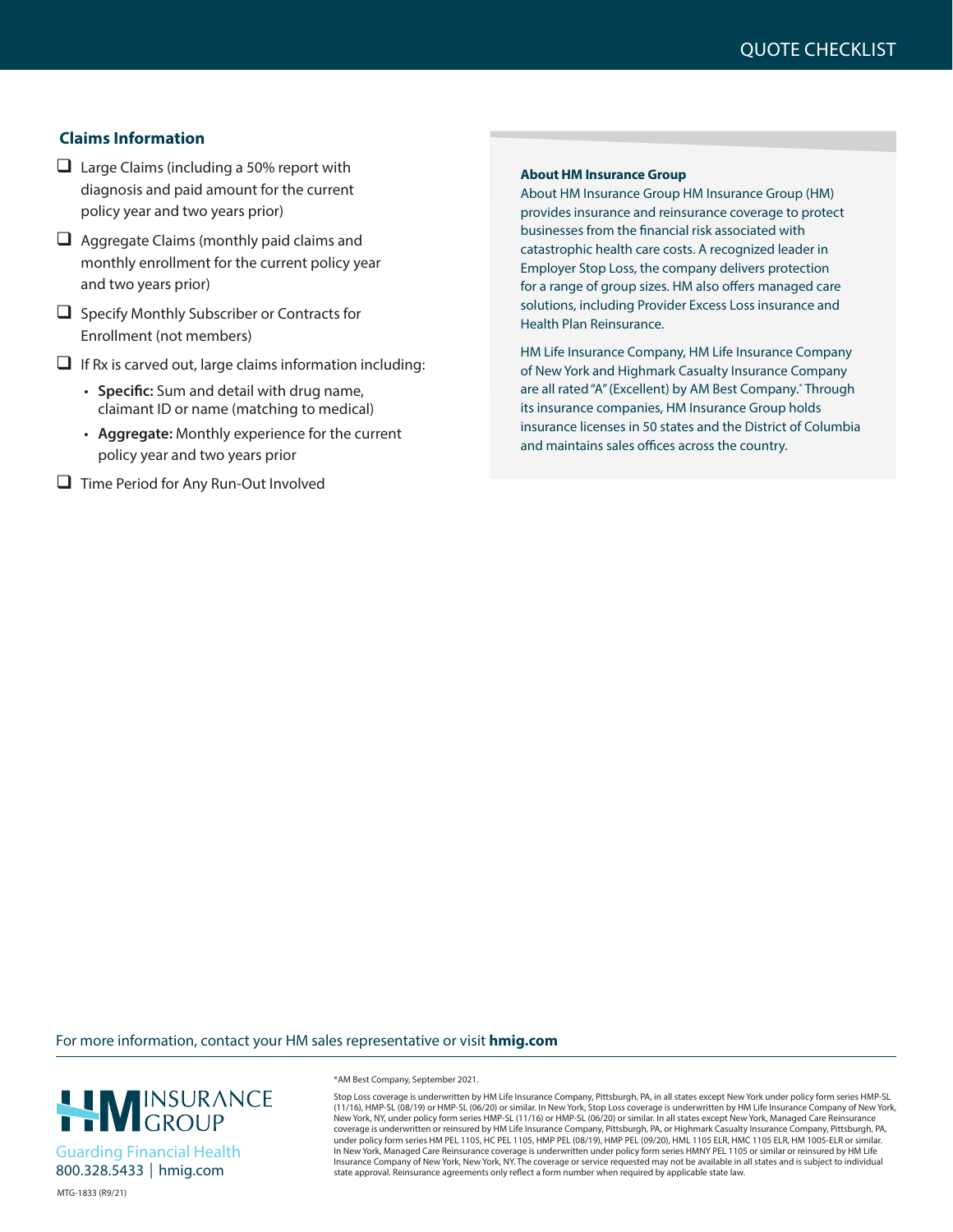## Claims Information

- ☐ Large Claims (including a 50% report with diagnosis and paid amount for the current policy year and two years prior)
- ☐ Aggregate Claims (monthly paid claims and monthly enrollment for the current policy year and two years prior)
- ☐ Specify Monthly Subscriber or Contracts for Enrollment (not members)
- ☐ If Rx is carved out, large claims information including:
  - **Specific:** Sum and detail with drug name, claimant ID or name (matching to medical)
  - **Aggregate:** Monthly experience for the current policy year and two years prior
- ☐ Time Period for Any Run-Out Involved

**About HM Insurance Group**

About HM Insurance Group HM Insurance Group (HM) provides insurance and reinsurance coverage to protect businesses from the financial risk associated with catastrophic health care costs. A recognized leader in Employer Stop Loss, the company delivers protection for a range of group sizes. HM also offers managed care solutions, including Provider Excess Loss insurance and Health Plan Reinsurance.

HM Life Insurance Company, HM Life Insurance Company of New York and Highmark Casualty Insurance Company are all rated "A" (Excellent) by AM Best Company.* Through its insurance companies, HM Insurance Group holds insurance licenses in 50 states and the District of Columbia and maintains sales offices across the country.

For more information, contact your HM sales representative or visit **hmig.com**

HM INSURANCE GROUP

Guarding Financial Health

800.328.5433 | hmig.com

*AM Best Company, September 2021.

Stop Loss coverage is underwritten by HM Life Insurance Company, Pittsburgh, PA, in all states except New York under policy form series HMP-SL (11/16), HMP-SL (08/19) or HMP-SL (06/20) or similar. In New York, Stop Loss coverage is underwritten by HM Life Insurance Company of New York, New York, NY, under policy form series HMP-SL (11/16) or HMP-SL (06/20) or similar. In all states except New York, Managed Care Reinsurance coverage is underwritten or reinsured by HM Life Insurance Company, Pittsburgh, PA, or Highmark Casualty Insurance Company, Pittsburgh, PA, under policy form series HM PEL 1105, HC PEL 1105, HMP PEL (08/19), HMP PEL (09/20), HML 1105 ELR, HMC 1105 ELR, HM 1005-ELR or similar. In New York, Managed Care Reinsurance coverage is underwritten under policy form series HMNY PEL 1105 or similar or reinsured by HM Life Insurance Company of New York, New York, NY. The coverage or service requested may not be available in all states and is subject to individual state approval. Reinsurance agreements only reflect a form number when required by applicable state law.

MTG-1833 (R9/21)